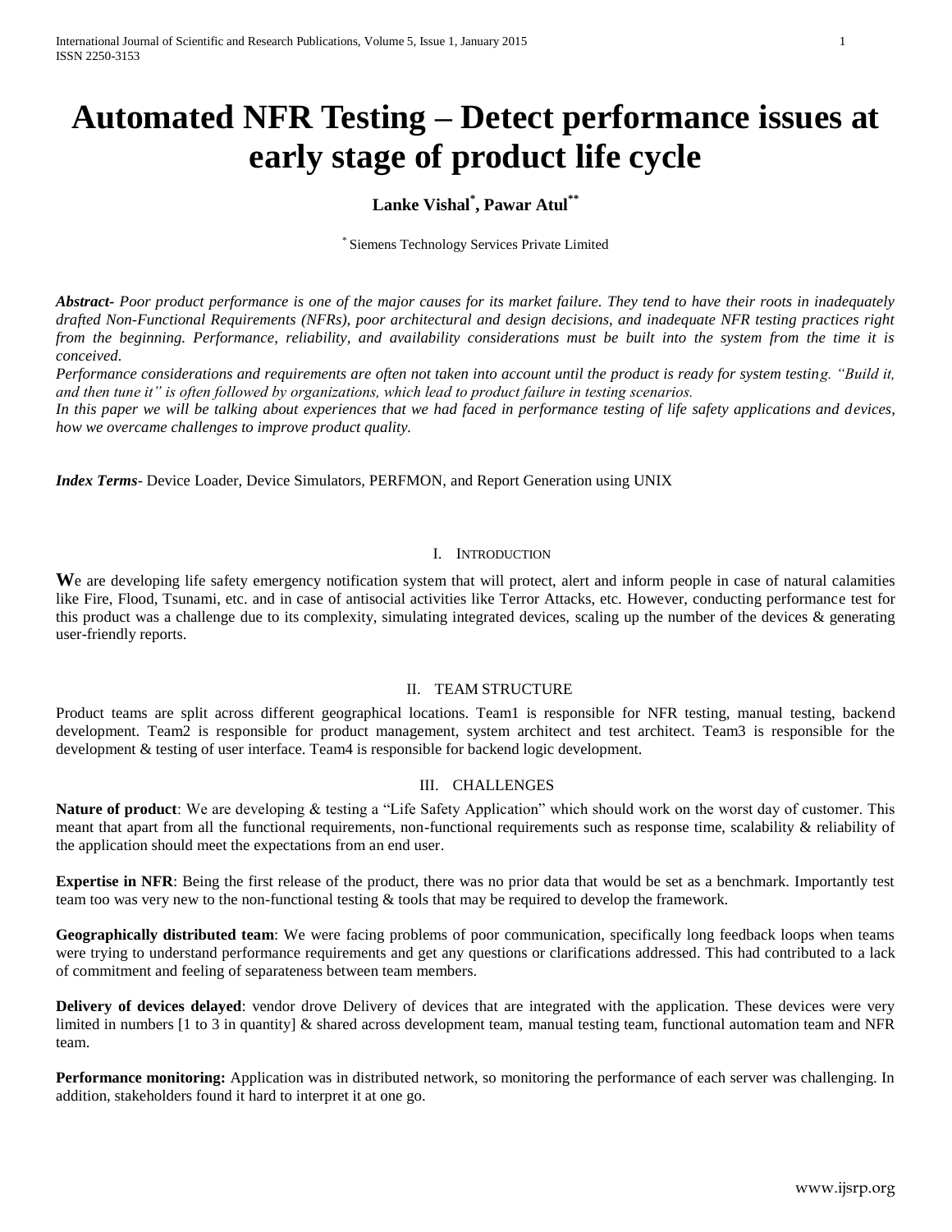# Automated NFR Testing – Detect performance issues at early stage of product life cycle

**Lanke Vishal[*], Pawar Atul[**]**

[*] Siemens Technology Services Private Limited

***Abstract-*** *Poor product performance is one of the major causes for its market failure. They tend to have their roots in inadequately drafted Non-Functional Requirements (NFRs), poor architectural and design decisions, and inadequate NFR testing practices right from the beginning. Performance, reliability, and availability considerations must be built into the system from the time it is conceived.*

*Performance considerations and requirements are often not taken into account until the product is ready for system testing. "Build it, and then tune it" is often followed by organizations, which lead to product failure in testing scenarios.*

*In this paper we will be talking about experiences that we had faced in performance testing of life safety applications and devices, how we overcame challenges to improve product quality.*

***Index Terms***- Device Loader, Device Simulators, PERFMON, and Report Generation using UNIX

## I. Introduction

**W**e are developing life safety emergency notification system that will protect, alert and inform people in case of natural calamities like Fire, Flood, Tsunami, etc. and in case of antisocial activities like Terror Attacks, etc. However, conducting performance test for this product was a challenge due to its complexity, simulating integrated devices, scaling up the number of the devices & generating user-friendly reports.

## II. Team Structure

Product teams are split across different geographical locations. Team1 is responsible for NFR testing, manual testing, backend development. Team2 is responsible for product management, system architect and test architect. Team3 is responsible for the development & testing of user interface. Team4 is responsible for backend logic development.

## III. Challenges

**Nature of product**: We are developing & testing a "Life Safety Application" which should work on the worst day of customer. This meant that apart from all the functional requirements, non-functional requirements such as response time, scalability & reliability of the application should meet the expectations from an end user.

**Expertise in NFR**: Being the first release of the product, there was no prior data that would be set as a benchmark. Importantly test team too was very new to the non-functional testing & tools that may be required to develop the framework.

**Geographically distributed team**: We were facing problems of poor communication, specifically long feedback loops when teams were trying to understand performance requirements and get any questions or clarifications addressed. This had contributed to a lack of commitment and feeling of separateness between team members.

**Delivery of devices delayed**: vendor drove Delivery of devices that are integrated with the application. These devices were very limited in numbers [1 to 3 in quantity] & shared across development team, manual testing team, functional automation team and NFR team.

**Performance monitoring:** Application was in distributed network, so monitoring the performance of each server was challenging. In addition, stakeholders found it hard to interpret it at one go.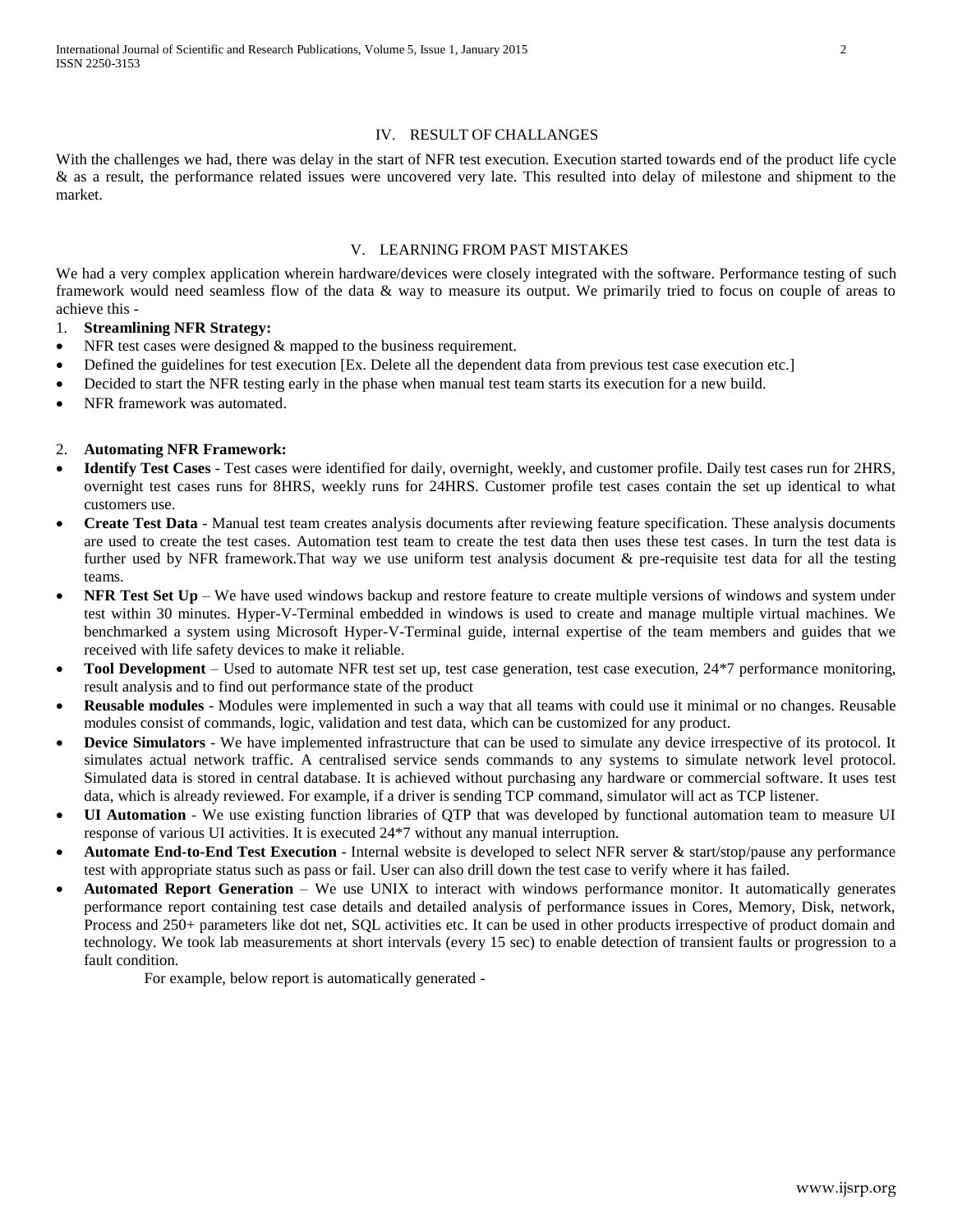## IV. RESULT OF CHALLANGES

With the challenges we had, there was delay in the start of NFR test execution. Execution started towards end of the product life cycle & as a result, the performance related issues were uncovered very late. This resulted into delay of milestone and shipment to the market.

## V. LEARNING FROM PAST MISTAKES

We had a very complex application wherein hardware/devices were closely integrated with the software. Performance testing of such framework would need seamless flow of the data & way to measure its output. We primarily tried to focus on couple of areas to achieve this -

1. **Streamlining NFR Strategy:**

- NFR test cases were designed & mapped to the business requirement.
- Defined the guidelines for test execution [Ex. Delete all the dependent data from previous test case execution etc.]
- Decided to start the NFR testing early in the phase when manual test team starts its execution for a new build.
- NFR framework was automated.

2. **Automating NFR Framework:**

- **Identify Test Cases** - Test cases were identified for daily, overnight, weekly, and customer profile. Daily test cases run for 2HRS, overnight test cases runs for 8HRS, weekly runs for 24HRS. Customer profile test cases contain the set up identical to what customers use.
- **Create Test Data** - Manual test team creates analysis documents after reviewing feature specification. These analysis documents are used to create the test cases. Automation test team to create the test data then uses these test cases. In turn the test data is further used by NFR framework.That way we use uniform test analysis document & pre-requisite test data for all the testing teams.
- **NFR Test Set Up** – We have used windows backup and restore feature to create multiple versions of windows and system under test within 30 minutes. Hyper-V-Terminal embedded in windows is used to create and manage multiple virtual machines. We benchmarked a system using Microsoft Hyper-V-Terminal guide, internal expertise of the team members and guides that we received with life safety devices to make it reliable.
- **Tool Development** – Used to automate NFR test set up, test case generation, test case execution, 24*7 performance monitoring, result analysis and to find out performance state of the product
- **Reusable modules** - Modules were implemented in such a way that all teams with could use it minimal or no changes. Reusable modules consist of commands, logic, validation and test data, which can be customized for any product.
- **Device Simulators** - We have implemented infrastructure that can be used to simulate any device irrespective of its protocol. It simulates actual network traffic. A centralised service sends commands to any systems to simulate network level protocol. Simulated data is stored in central database. It is achieved without purchasing any hardware or commercial software. It uses test data, which is already reviewed. For example, if a driver is sending TCP command, simulator will act as TCP listener.
- **UI Automation** - We use existing function libraries of QTP that was developed by functional automation team to measure UI response of various UI activities. It is executed 24*7 without any manual interruption.
- **Automate End-to-End Test Execution** - Internal website is developed to select NFR server & start/stop/pause any performance test with appropriate status such as pass or fail. User can also drill down the test case to verify where it has failed.
- **Automated Report Generation** – We use UNIX to interact with windows performance monitor. It automatically generates performance report containing test case details and detailed analysis of performance issues in Cores, Memory, Disk, network, Process and 250+ parameters like dot net, SQL activities etc. It can be used in other products irrespective of product domain and technology. We took lab measurements at short intervals (every 15 sec) to enable detection of transient faults or progression to a fault condition.

  For example, below report is automatically generated -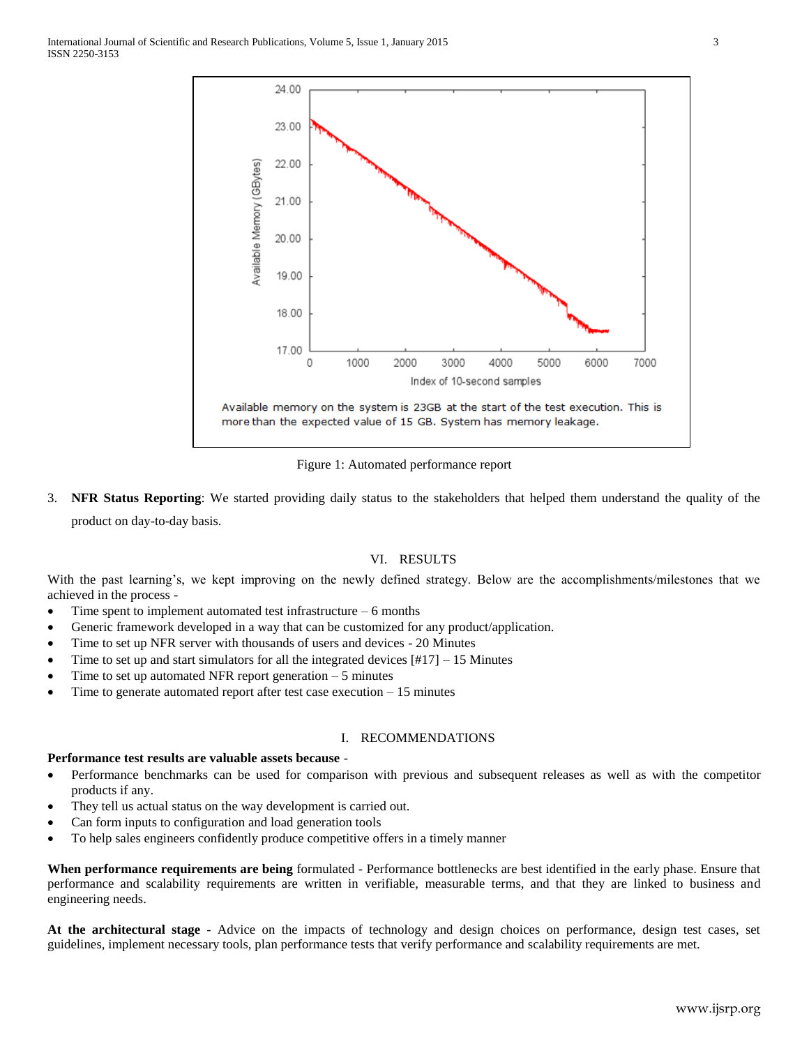Available memory on the system is 23GB at the start of the test execution. This is more than the expected value of 15 GB. System has memory leakage.

Figure 1: Automated performance report

3. **NFR Status Reporting**: We started providing daily status to the stakeholders that helped them understand the quality of the product on day-to-day basis.

## VI. RESULTS

With the past learning's, we kept improving on the newly defined strategy. Below are the accomplishments/milestones that we achieved in the process -

- Time spent to implement automated test infrastructure – 6 months
- Generic framework developed in a way that can be customized for any product/application.
- Time to set up NFR server with thousands of users and devices - 20 Minutes
- Time to set up and start simulators for all the integrated devices [#17] – 15 Minutes
- Time to set up automated NFR report generation – 5 minutes
- Time to generate automated report after test case execution – 15 minutes

## I. RECOMMENDATIONS

**Performance test results are valuable assets because** -

- Performance benchmarks can be used for comparison with previous and subsequent releases as well as with the competitor products if any.
- They tell us actual status on the way development is carried out.
- Can form inputs to configuration and load generation tools
- To help sales engineers confidently produce competitive offers in a timely manner

**When performance requirements are being** formulated - Performance bottlenecks are best identified in the early phase. Ensure that performance and scalability requirements are written in verifiable, measurable terms, and that they are linked to business and engineering needs.

**At the architectural stage** - Advice on the impacts of technology and design choices on performance, design test cases, set guidelines, implement necessary tools, plan performance tests that verify performance and scalability requirements are met.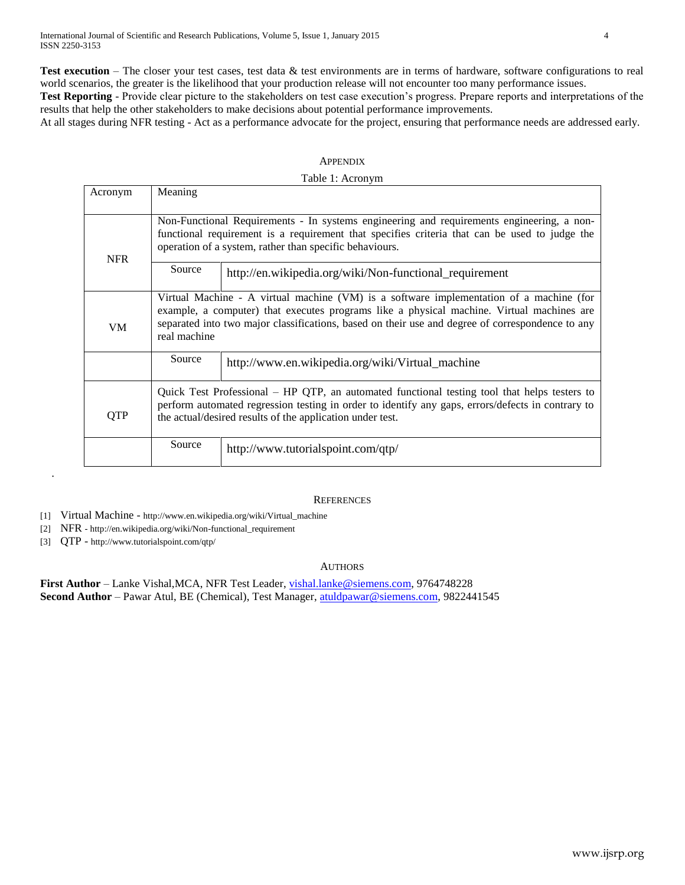**Test execution** – The closer your test cases, test data & test environments are in terms of hardware, software configurations to real world scenarios, the greater is the likelihood that your production release will not encounter too many performance issues.

**Test Reporting** - Provide clear picture to the stakeholders on test case execution's progress. Prepare reports and interpretations of the results that help the other stakeholders to make decisions about potential performance improvements.

At all stages during NFR testing - Act as a performance advocate for the project, ensuring that performance needs are addressed early.

## Appendix

Table 1: Acronym

| Acronym | Meaning | |
|---|---|---|
| NFR | Non-Functional Requirements - In systems engineering and requirements engineering, a non-functional requirement is a requirement that specifies criteria that can be used to judge the operation of a system, rather than specific behaviours. | |
| | Source | http://en.wikipedia.org/wiki/Non-functional_requirement |
| VM | Virtual Machine - A virtual machine (VM) is a software implementation of a machine (for example, a computer) that executes programs like a physical machine. Virtual machines are separated into two major classifications, based on their use and degree of correspondence to any real machine | |
| | Source | http://www.en.wikipedia.org/wiki/Virtual_machine |
| QTP | Quick Test Professional – HP QTP, an automated functional testing tool that helps testers to perform automated regression testing in order to identify any gaps, errors/defects in contrary to the actual/desired results of the application under test. | |
| | Source | http://www.tutorialspoint.com/qtp/ |

## References

[1] Virtual Machine - http://www.en.wikipedia.org/wiki/Virtual_machine

[2] NFR - http://en.wikipedia.org/wiki/Non-functional_requirement

[3] QTP - http://www.tutorialspoint.com/qtp/

## Authors

**First Author** – Lanke Vishal,MCA, NFR Test Leader, vishal.lanke@siemens.com, 9764748228

**Second Author** – Pawar Atul, BE (Chemical), Test Manager, atuldpawar@siemens.com, 9822441545